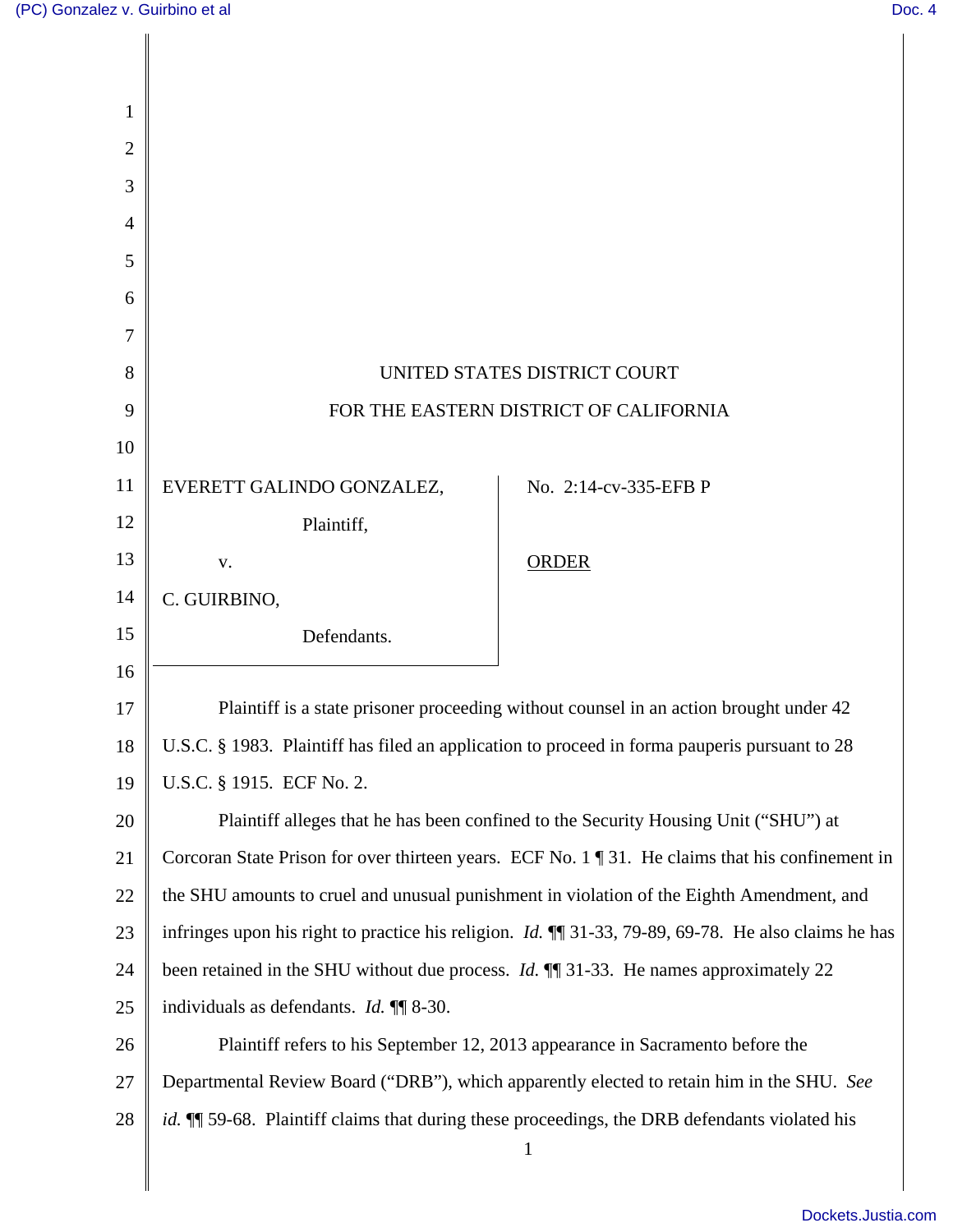UNITED STATES DISTRICT COURT

FOR THE EASTERN DISTRICT OF CALIFORNIA

EVERETT GALINDO GONZALEZ,

Plaintiff,

v.

C. GUIRBINO,

Defendants.

No. 2:14-cv-335-EFB P

ORDER

Plaintiff is a state prisoner proceeding without counsel in an action brought under 42 U.S.C. § 1983. Plaintiff has filed an application to proceed in forma pauperis pursuant to 28 U.S.C. § 1915. ECF No. 2.

Plaintiff alleges that he has been confined to the Security Housing Unit ("SHU") at Corcoran State Prison for over thirteen years. ECF No. 1 ¶ 31. He claims that his confinement in the SHU amounts to cruel and unusual punishment in violation of the Eighth Amendment, and infringes upon his right to practice his religion. *Id.* ¶¶ 31-33, 79-89, 69-78. He also claims he has been retained in the SHU without due process. *Id.* ¶¶ 31-33. He names approximately 22 individuals as defendants. *Id.* ¶¶ 8-30.

Plaintiff refers to his September 12, 2013 appearance in Sacramento before the Departmental Review Board ("DRB"), which apparently elected to retain him in the SHU. *See id.* ¶¶ 59-68. Plaintiff claims that during these proceedings, the DRB defendants violated his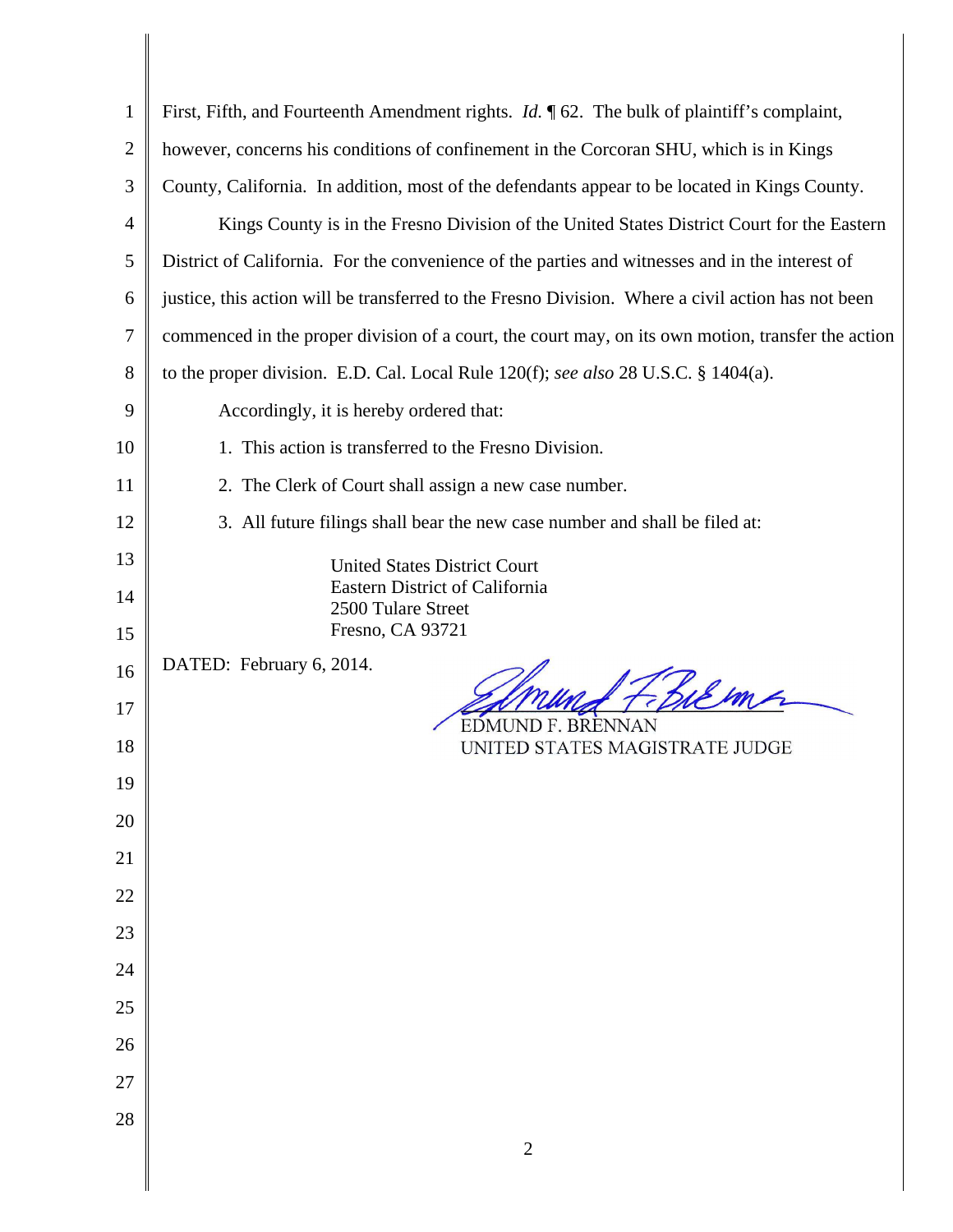First, Fifth, and Fourteenth Amendment rights. *Id.* ¶ 62. The bulk of plaintiff's complaint, however, concerns his conditions of confinement in the Corcoran SHU, which is in Kings County, California. In addition, most of the defendants appear to be located in Kings County.

Kings County is in the Fresno Division of the United States District Court for the Eastern District of California. For the convenience of the parties and witnesses and in the interest of justice, this action will be transferred to the Fresno Division. Where a civil action has not been commenced in the proper division of a court, the court may, on its own motion, transfer the action to the proper division. E.D. Cal. Local Rule 120(f); *see also* 28 U.S.C. § 1404(a).

Accordingly, it is hereby ordered that:

1. This action is transferred to the Fresno Division.
2. The Clerk of Court shall assign a new case number.
3. All future filings shall bear the new case number and shall be filed at:

United States District Court
Eastern District of California
2500 Tulare Street
Fresno, CA 93721

DATED: February 6, 2014.

EDMUND F. BRENNAN
UNITED STATES MAGISTRATE JUDGE